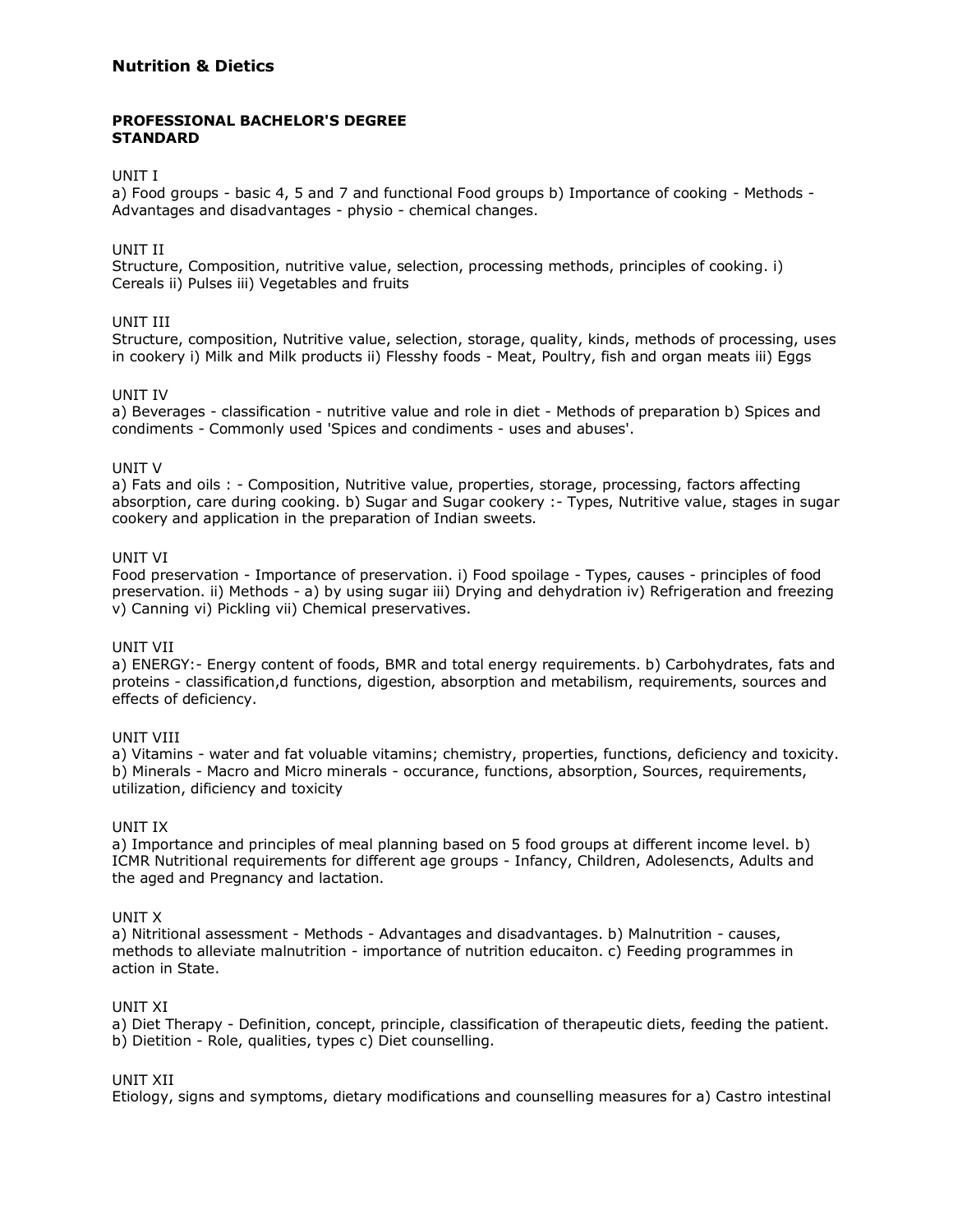## Nutrition & Dietics

**PROFESSIONAL BACHELOR'S DEGREE STANDARD**

UNIT I

a) Food groups - basic 4, 5 and 7 and functional Food groups b) Importance of cooking - Methods - Advantages and disadvantages - physio - chemical changes.

UNIT II

Structure, Composition, nutritive value, selection, processing methods, principles of cooking. i) Cereals ii) Pulses iii) Vegetables and fruits

UNIT III

Structure, composition, Nutritive value, selection, storage, quality, kinds, methods of processing, uses in cookery i) Milk and Milk products ii) Flesshy foods - Meat, Poultry, fish and organ meats iii) Eggs

UNIT IV

a) Beverages - classification - nutritive value and role in diet - Methods of preparation b) Spices and condiments - Commonly used 'Spices and condiments - uses and abuses'.

UNIT V

a) Fats and oils : - Composition, Nutritive value, properties, storage, processing, factors affecting absorption, care during cooking. b) Sugar and Sugar cookery :- Types, Nutritive value, stages in sugar cookery and application in the preparation of Indian sweets.

UNIT VI

Food preservation - Importance of preservation. i) Food spoilage - Types, causes - principles of food preservation. ii) Methods - a) by using sugar iii) Drying and dehydration iv) Refrigeration and freezing v) Canning vi) Pickling vii) Chemical preservatives.

UNIT VII

a) ENERGY:- Energy content of foods, BMR and total energy requirements. b) Carbohydrates, fats and proteins - classification,d functions, digestion, absorption and metabilism, requirements, sources and effects of deficiency.

UNIT VIII

a) Vitamins - water and fat voluable vitamins; chemistry, properties, functions, deficiency and toxicity. b) Minerals - Macro and Micro minerals - occurance, functions, absorption, Sources, requirements, utilization, dificiency and toxicity

UNIT IX

a) Importance and principles of meal planning based on 5 food groups at different income level. b) ICMR Nutritional requirements for different age groups - Infancy, Children, Adolesencts, Adults and the aged and Pregnancy and lactation.

UNIT X

a) Nitritional assessment - Methods - Advantages and disadvantages. b) Malnutrition - causes, methods to alleviate malnutrition - importance of nutrition educaiton. c) Feeding programmes in action in State.

UNIT XI

a) Diet Therapy - Definition, concept, principle, classification of therapeutic diets, feeding the patient. b) Dietition - Role, qualities, types c) Diet counselling.

UNIT XII

Etiology, signs and symptoms, dietary modifications and counselling measures for a) Castro intestinal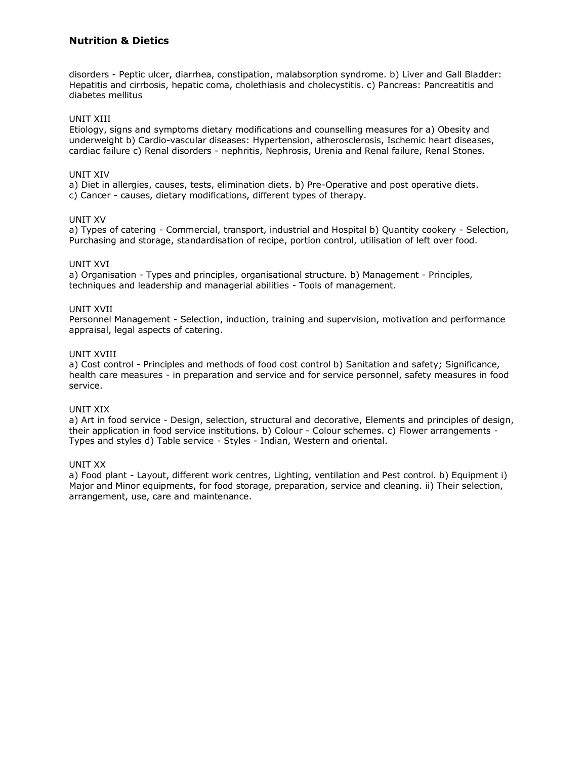disorders - Peptic ulcer, diarrhea, constipation, malabsorption syndrome. b) Liver and Gall Bladder: Hepatitis and cirrbosis, hepatic coma, cholethiasis and cholecystitis. c) Pancreas: Pancreatitis and diabetes mellitus

UNIT XIII

Etiology, signs and symptoms dietary modifications and counselling measures for a) Obesity and underweight b) Cardio-vascular diseases: Hypertension, atherosclerosis, Ischemic heart diseases, cardiac failure c) Renal disorders - nephritis, Nephrosis, Urenia and Renal failure, Renal Stones.

UNIT XIV

a) Diet in allergies, causes, tests, elimination diets. b) Pre-Operative and post operative diets.
c) Cancer - causes, dietary modifications, different types of therapy.

UNIT XV

a) Types of catering - Commercial, transport, industrial and Hospital b) Quantity cookery - Selection, Purchasing and storage, standardisation of recipe, portion control, utilisation of left over food.

UNIT XVI

a) Organisation - Types and principles, organisational structure. b) Management - Principles, techniques and leadership and managerial abilities - Tools of management.

UNIT XVII

Personnel Management - Selection, induction, training and supervision, motivation and performance appraisal, legal aspects of catering.

UNIT XVIII

a) Cost control - Principles and methods of food cost control b) Sanitation and safety; Significance, health care measures - in preparation and service and for service personnel, safety measures in food service.

UNIT XIX

a) Art in food service - Design, selection, structural and decorative, Elements and principles of design, their application in food service institutions. b) Colour - Colour schemes. c) Flower arrangements - Types and styles d) Table service - Styles - Indian, Western and oriental.

UNIT XX

a) Food plant - Layout, different work centres, Lighting, ventilation and Pest control. b) Equipment i) Major and Minor equipments, for food storage, preparation, service and cleaning. ii) Their selection, arrangement, use, care and maintenance.